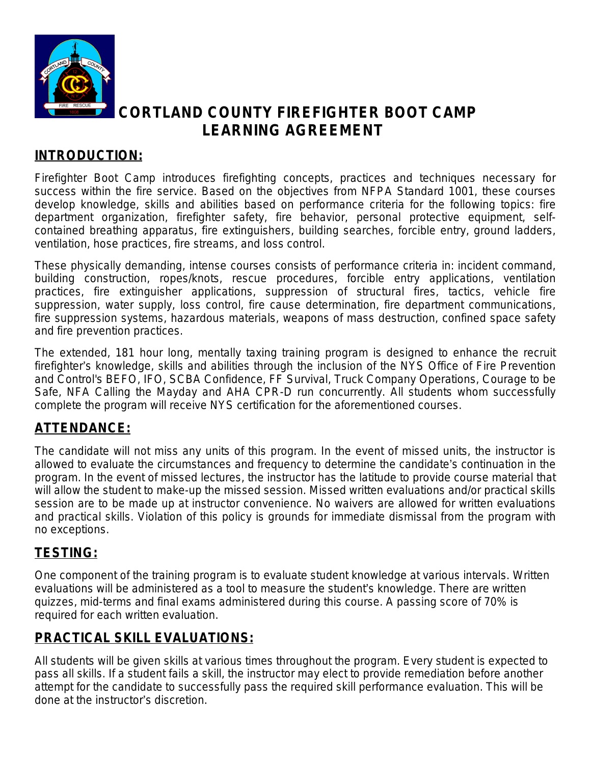# CORTLAND COUNTY FIREFIGHTER BOOT CAMP LEARNING AGREEMENT

## INTRODUCTION:

Firefighter Boot Camp introduces firefighting concepts, practices and techniques necessary for success within the fire service. Based on the objectives from NFPA Standard 1001, these courses develop knowledge, skills and abilities based on performance criteria for the following topics: fire department organization, firefighter safety, fire behavior, personal protective equipment, self-contained breathing apparatus, fire extinguishers, building searches, forcible entry, ground ladders, ventilation, hose practices, fire streams, and loss control.

These physically demanding, intense courses consists of performance criteria in: incident command, building construction, ropes/knots, rescue procedures, forcible entry applications, ventilation practices, fire extinguisher applications, suppression of structural fires, tactics, vehicle fire suppression, water supply, loss control, fire cause determination, fire department communications, fire suppression systems, hazardous materials, weapons of mass destruction, confined space safety and fire prevention practices.

The extended, 181 hour long, mentally taxing training program is designed to enhance the recruit firefighter's knowledge, skills and abilities through the inclusion of the NYS Office of Fire Prevention and Control's BEFO, IFO, SCBA Confidence, FF Survival, Truck Company Operations, Courage to be Safe, NFA Calling the Mayday and AHA CPR-D run concurrently. All students whom successfully complete the program will receive NYS certification for the aforementioned courses.

## ATTENDANCE:

The candidate will not miss any units of this program. In the event of missed units, the instructor is allowed to evaluate the circumstances and frequency to determine the candidate's continuation in the program. In the event of missed lectures, the instructor has the latitude to provide course material that will allow the student to make-up the missed session. Missed written evaluations and/or practical skills session are to be made up at instructor convenience. No waivers are allowed for written evaluations and practical skills. Violation of this policy is grounds for immediate dismissal from the program with no exceptions.

## TESTING:

One component of the training program is to evaluate student knowledge at various intervals. Written evaluations will be administered as a tool to measure the student's knowledge. There are written quizzes, mid-terms and final exams administered during this course. A passing score of 70% is required for each written evaluation.

## PRACTICAL SKILL EVALUATIONS:

All students will be given skills at various times throughout the program. Every student is expected to pass all skills. If a student fails a skill, the instructor may elect to provide remediation before another attempt for the candidate to successfully pass the required skill performance evaluation. This will be done at the instructor's discretion.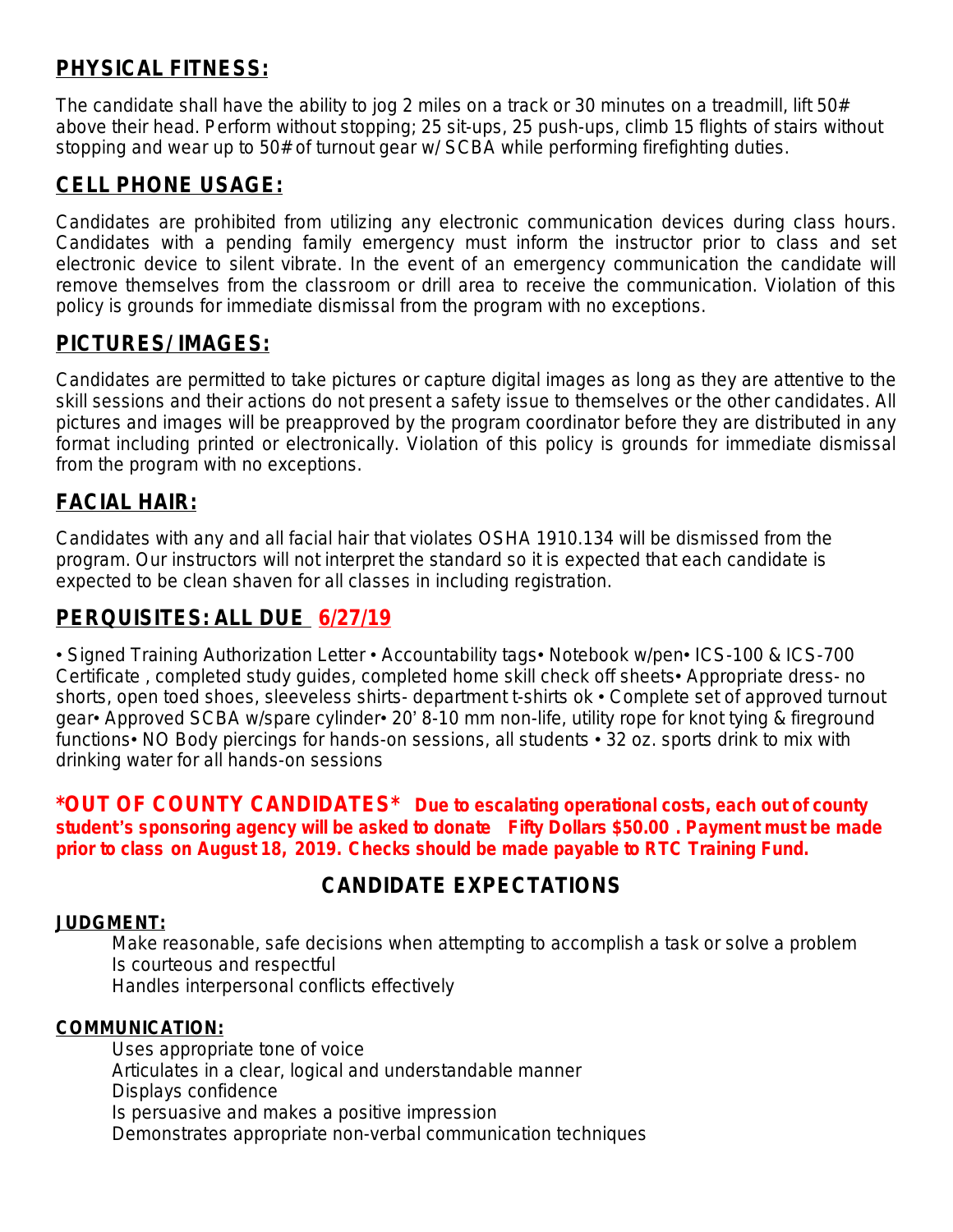## PHYSICAL FITNESS:

The candidate shall have the ability to jog 2 miles on a track or 30 minutes on a treadmill, lift 50# above their head. Perform without stopping; 25 sit-ups, 25 push-ups, climb 15 flights of stairs without stopping and wear up to 50# of turnout gear w/ SCBA while performing firefighting duties.

## CELL PHONE USAGE:

Candidates are prohibited from utilizing any electronic communication devices during class hours. Candidates with a pending family emergency must inform the instructor prior to class and set electronic device to silent vibrate. In the event of an emergency communication the candidate will remove themselves from the classroom or drill area to receive the communication. Violation of this policy is grounds for immediate dismissal from the program with no exceptions.

## PICTURES/IMAGES:

Candidates are permitted to take pictures or capture digital images as long as they are attentive to the skill sessions and their actions do not present a safety issue to themselves or the other candidates. All pictures and images will be preapproved by the program coordinator before they are distributed in any format including printed or electronically. Violation of this policy is grounds for immediate dismissal from the program with no exceptions.

## FACIAL HAIR:

Candidates with any and all facial hair that violates OSHA 1910.134 will be dismissed from the program. Our instructors will not interpret the standard so it is expected that each candidate is expected to be clean shaven for all classes in including registration.

## PERQUISITES: ALL DUE 6/27/19

• Signed Training Authorization Letter • Accountability tags• Notebook w/pen• ICS-100 & ICS-700 Certificate , completed study guides, completed home skill check off sheets• Appropriate dress- no shorts, open toed shoes, sleeveless shirts- department t-shirts ok • Complete set of approved turnout gear• Approved SCBA w/spare cylinder• 20' 8-10 mm non-life, utility rope for knot tying & fireground functions• NO Body piercings for hands-on sessions, all students • 32 oz. sports drink to mix with drinking water for all hands-on sessions

**\*OUT OF COUNTY CANDIDATES\* Due to escalating operational costs, each out of county student's sponsoring agency will be asked to donate Fifty Dollars $50.00 . Payment must be made prior to class on August 18, 2019. Checks should be made payable to RTC Training Fund.**

## CANDIDATE EXPECTATIONS

### JUDGMENT:

Make reasonable, safe decisions when attempting to accomplish a task or solve a problem
Is courteous and respectful
Handles interpersonal conflicts effectively

### COMMUNICATION:

Uses appropriate tone of voice
Articulates in a clear, logical and understandable manner
Displays confidence
Is persuasive and makes a positive impression
Demonstrates appropriate non-verbal communication techniques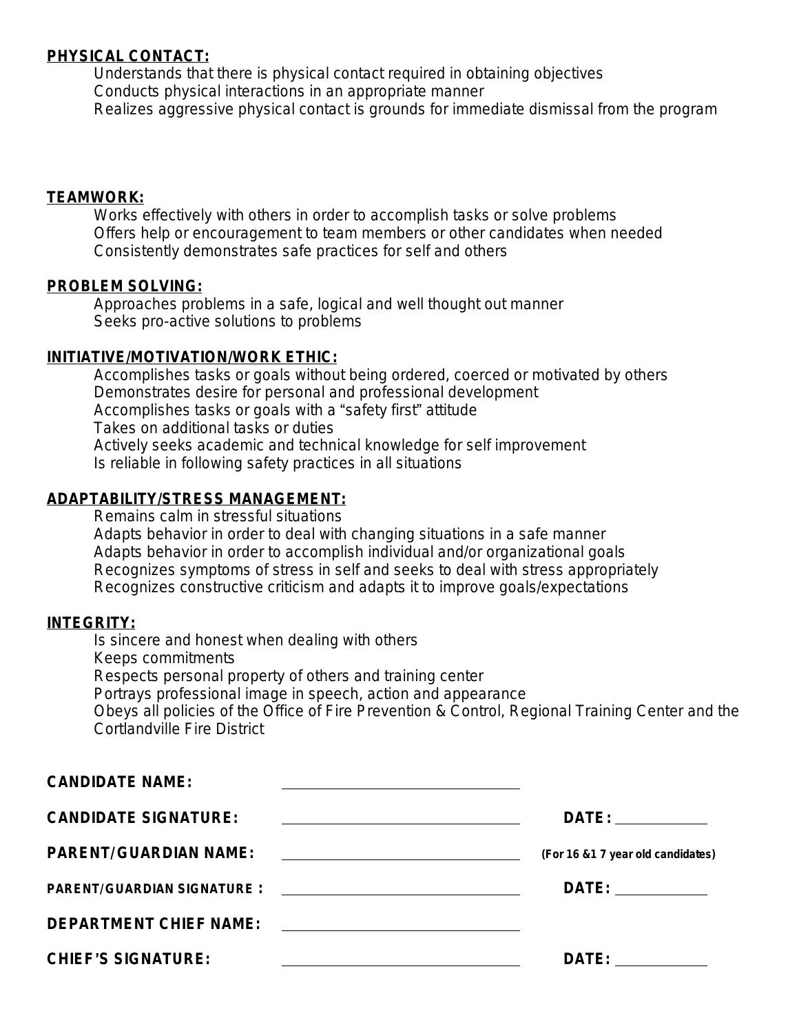**PHYSICAL CONTACT:**

Understands that there is physical contact required in obtaining objectives
Conducts physical interactions in an appropriate manner
Realizes aggressive physical contact is grounds for immediate dismissal from the program

**TEAMWORK:**

Works effectively with others in order to accomplish tasks or solve problems
Offers help or encouragement to team members or other candidates when needed
Consistently demonstrates safe practices for self and others

**PROBLEM SOLVING:**

Approaches problems in a safe, logical and well thought out manner
Seeks pro-active solutions to problems

**INITIATIVE/MOTIVATION/WORK ETHIC:**

Accomplishes tasks or goals without being ordered, coerced or motivated by others
Demonstrates desire for personal and professional development
Accomplishes tasks or goals with a "safety first" attitude
Takes on additional tasks or duties
Actively seeks academic and technical knowledge for self improvement
Is reliable in following safety practices in all situations

**ADAPTABILITY/STRESS MANAGEMENT:**

Remains calm in stressful situations
Adapts behavior in order to deal with changing situations in a safe manner
Adapts behavior in order to accomplish individual and/or organizational goals
Recognizes symptoms of stress in self and seeks to deal with stress appropriately
Recognizes constructive criticism and adapts it to improve goals/expectations

**INTEGRITY:**

Is sincere and honest when dealing with others
Keeps commitments
Respects personal property of others and training center
Portrays professional image in speech, action and appearance
Obeys all policies of the Office of Fire Prevention & Control, Regional Training Center and the Cortlandville Fire District

**CANDIDATE NAME:** ______________________

**CANDIDATE SIGNATURE:** ______________________ **DATE:** __________

**PARENT/GUARDIAN NAME:** ______________________ ***(For 16 &1 7 year old candidates)***

**PARENT/GUARDIAN SIGNATURE :** ______________________ **DATE:** __________

**DEPARTMENT CHIEF NAME:** ______________________

**CHIEF'S SIGNATURE:** ______________________ **DATE:** __________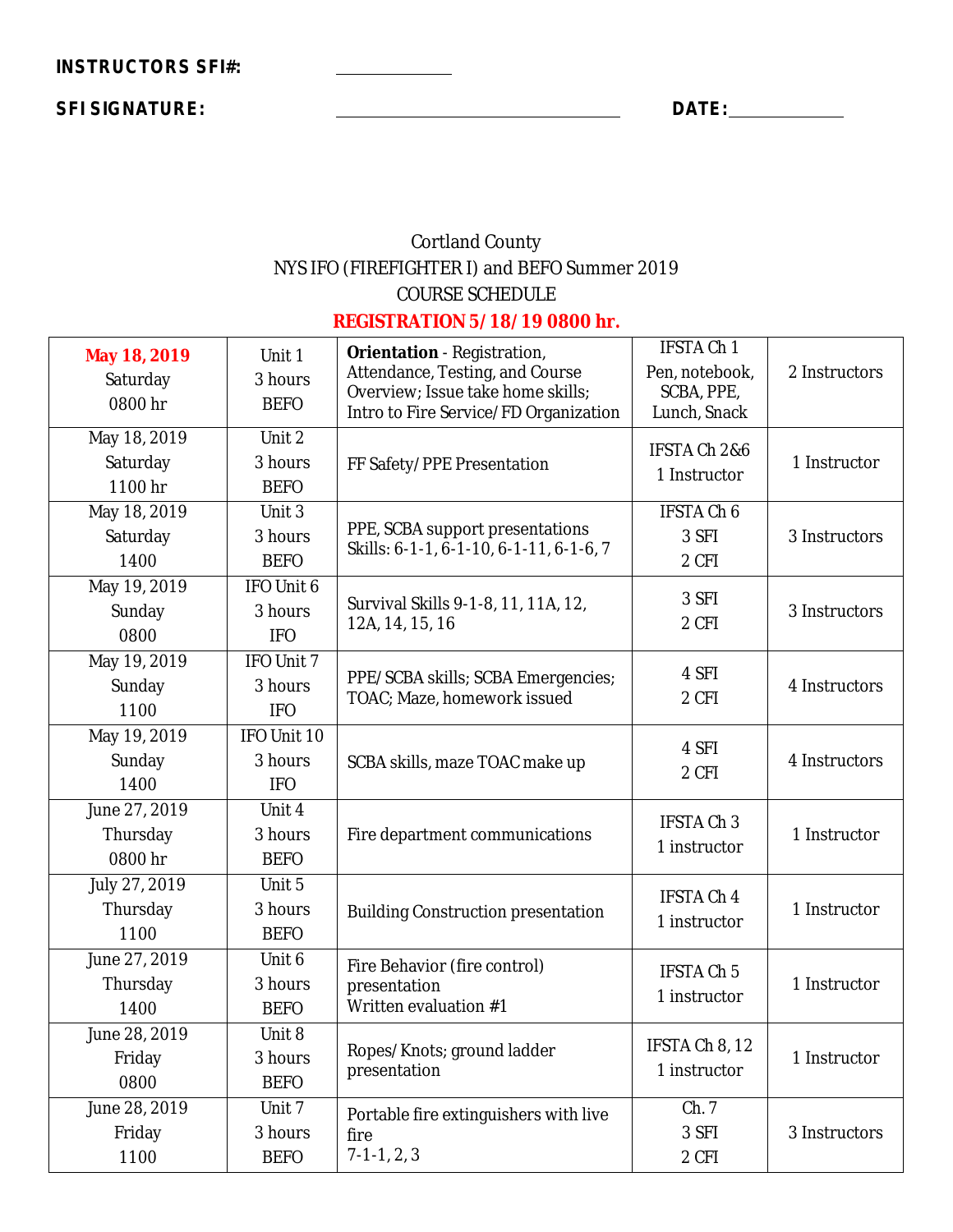**INSTRUCTORS SFI#:** ____________

**SFI SIGNATURE:** ______________________________ **DATE:** ____________

Cortland County
NYS IFO (FIREFIGHTER I) and BEFO Summer 2019
COURSE SCHEDULE
**REGISTRATION 5/18/19 0800 hr.**

| Date | Unit | Topic | Resources | Instructors |
|---|---|---|---|---|
| **May 18, 2019** Saturday 0800 hr | Unit 1 3 hours BEFO | **Orientation** - Registration, Attendance, Testing, and Course Overview; Issue take home skills; Intro to Fire Service/FD Organization | IFSTA Ch 1 Pen, notebook, SCBA, PPE, Lunch, Snack | 2 Instructors |
| May 18, 2019 Saturday 1100 hr | Unit 2 3 hours BEFO | FF Safety/PPE Presentation | IFSTA Ch 2&6 1 Instructor | 1 Instructor |
| May 18, 2019 Saturday 1400 | Unit 3 3 hours BEFO | PPE, SCBA support presentations Skills: 6-1-1, 6-1-10, 6-1-11, 6-1-6, 7 | IFSTA Ch 6 3 SFI 2 CFI | 3 Instructors |
| May 19, 2019 Sunday 0800 | IFO Unit 6 3 hours IFO | Survival Skills 9-1-8, 11, 11A, 12, 12A, 14, 15, 16 | 3 SFI 2 CFI | 3 Instructors |
| May 19, 2019 Sunday 1100 | IFO Unit 7 3 hours IFO | PPE/SCBA skills; SCBA Emergencies; TOAC; Maze, homework issued | 4 SFI 2 CFI | 4 Instructors |
| May 19, 2019 Sunday 1400 | IFO Unit 10 3 hours IFO | SCBA skills, maze TOAC make up | 4 SFI 2 CFI | 4 Instructors |
| June 27, 2019 Thursday 0800 hr | Unit 4 3 hours BEFO | Fire department communications | IFSTA Ch 3 1 instructor | 1 Instructor |
| July 27, 2019 Thursday 1100 | Unit 5 3 hours BEFO | Building Construction presentation | IFSTA Ch 4 1 instructor | 1 Instructor |
| June 27, 2019 Thursday 1400 | Unit 6 3 hours BEFO | Fire Behavior (fire control) presentation Written evaluation #1 | IFSTA Ch 5 1 instructor | 1 Instructor |
| June 28, 2019 Friday 0800 | Unit 8 3 hours BEFO | Ropes/Knots; ground ladder presentation | IFSTA Ch 8, 12 1 instructor | 1 Instructor |
| June 28, 2019 Friday 1100 | Unit 7 3 hours BEFO | Portable fire extinguishers with live fire 7-1-1, 2, 3 | Ch. 7 3 SFI 2 CFI | 3 Instructors |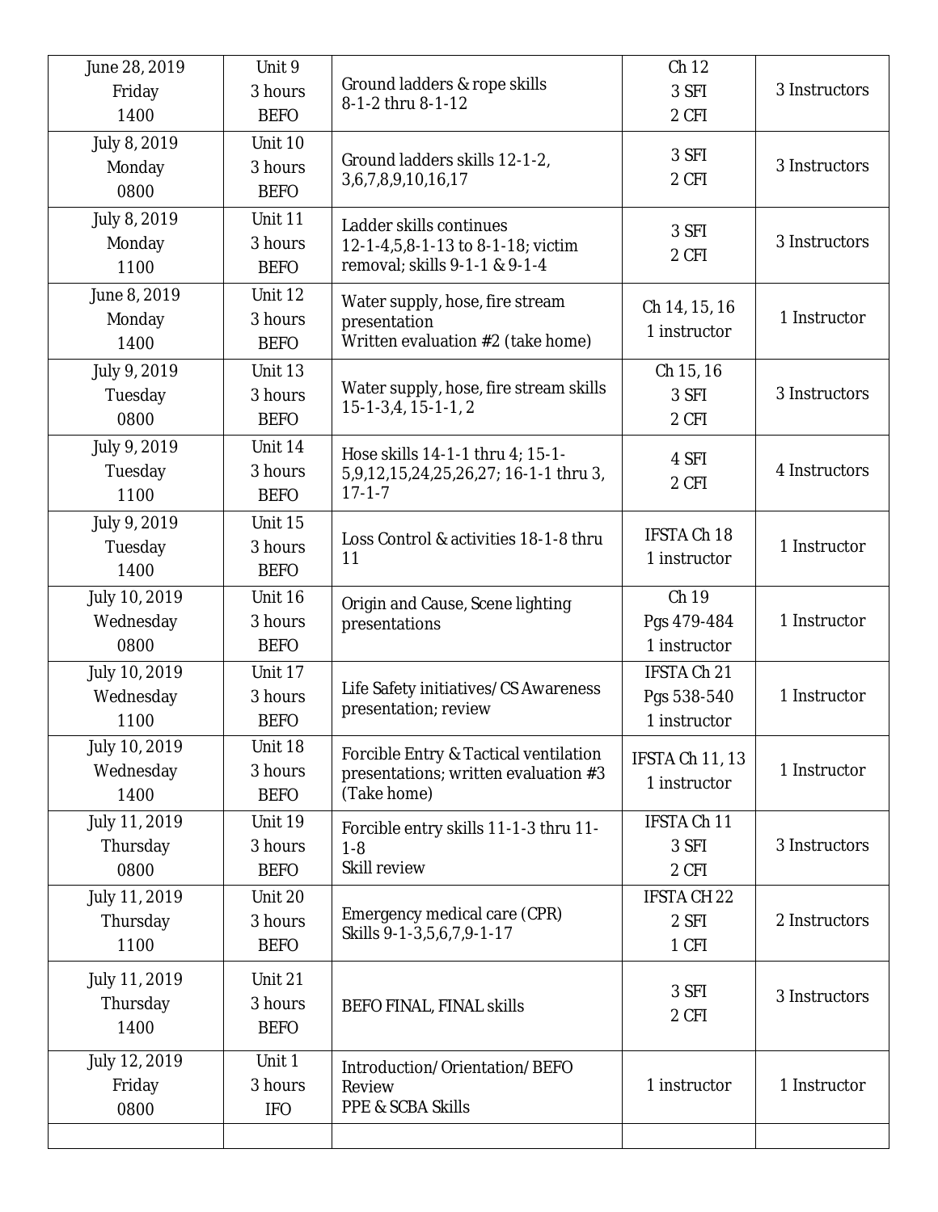| June 28, 2019 Friday 1400 | Unit 9 3 hours BEFO | Ground ladders & rope skills 8-1-2 thru 8-1-12 | Ch 12 3 SFI 2 CFI | 3 Instructors |
|---|---|---|---|---|
| July 8, 2019 Monday 0800 | Unit 10 3 hours BEFO | Ground ladders skills 12-1-2, 3,6,7,8,9,10,16,17 | 3 SFI 2 CFI | 3 Instructors |
| July 8, 2019 Monday 1100 | Unit 11 3 hours BEFO | Ladder skills continues 12-1-4,5,8-1-13 to 8-1-18; victim removal; skills 9-1-1 & 9-1-4 | 3 SFI 2 CFI | 3 Instructors |
| June 8, 2019 Monday 1400 | Unit 12 3 hours BEFO | Water supply, hose, fire stream presentation Written evaluation #2 (take home) | Ch 14, 15, 16 1 instructor | 1 Instructor |
| July 9, 2019 Tuesday 0800 | Unit 13 3 hours BEFO | Water supply, hose, fire stream skills 15-1-3,4, 15-1-1, 2 | Ch 15, 16 3 SFI 2 CFI | 3 Instructors |
| July 9, 2019 Tuesday 1100 | Unit 14 3 hours BEFO | Hose skills 14-1-1 thru 4; 15-1-5,9,12,15,24,25,26,27; 16-1-1 thru 3, 17-1-7 | 4 SFI 2 CFI | 4 Instructors |
| July 9, 2019 Tuesday 1400 | Unit 15 3 hours BEFO | Loss Control & activities 18-1-8 thru 11 | IFSTA Ch 18 1 instructor | 1 Instructor |
| July 10, 2019 Wednesday 0800 | Unit 16 3 hours BEFO | Origin and Cause, Scene lighting presentations | Ch 19 Pgs 479-484 1 instructor | 1 Instructor |
| July 10, 2019 Wednesday 1100 | Unit 17 3 hours BEFO | Life Safety initiatives/ CS Awareness presentation; review | IFSTA Ch 21 Pgs 538-540 1 instructor | 1 Instructor |
| July 10, 2019 Wednesday 1400 | Unit 18 3 hours BEFO | Forcible Entry & Tactical ventilation presentations; written evaluation #3 (Take home) | IFSTA Ch 11, 13 1 instructor | 1 Instructor |
| July 11, 2019 Thursday 0800 | Unit 19 3 hours BEFO | Forcible entry skills 11-1-3 thru 11-1-8 Skill review | IFSTA Ch 11 3 SFI 2 CFI | 3 Instructors |
| July 11, 2019 Thursday 1100 | Unit 20 3 hours BEFO | Emergency medical care (CPR) Skills 9-1-3,5,6,7,9-1-17 | IFSTA CH 22 2 SFI 1 CFI | 2 Instructors |
| July 11, 2019 Thursday 1400 | Unit 21 3 hours BEFO | BEFO FINAL, FINAL skills | 3 SFI 2 CFI | 3 Instructors |
| July 12, 2019 Friday 0800 | Unit 1 3 hours IFO | Introduction/ Orientation/ BEFO Review PPE & SCBA Skills | 1 instructor | 1 Instructor |
| | | | | |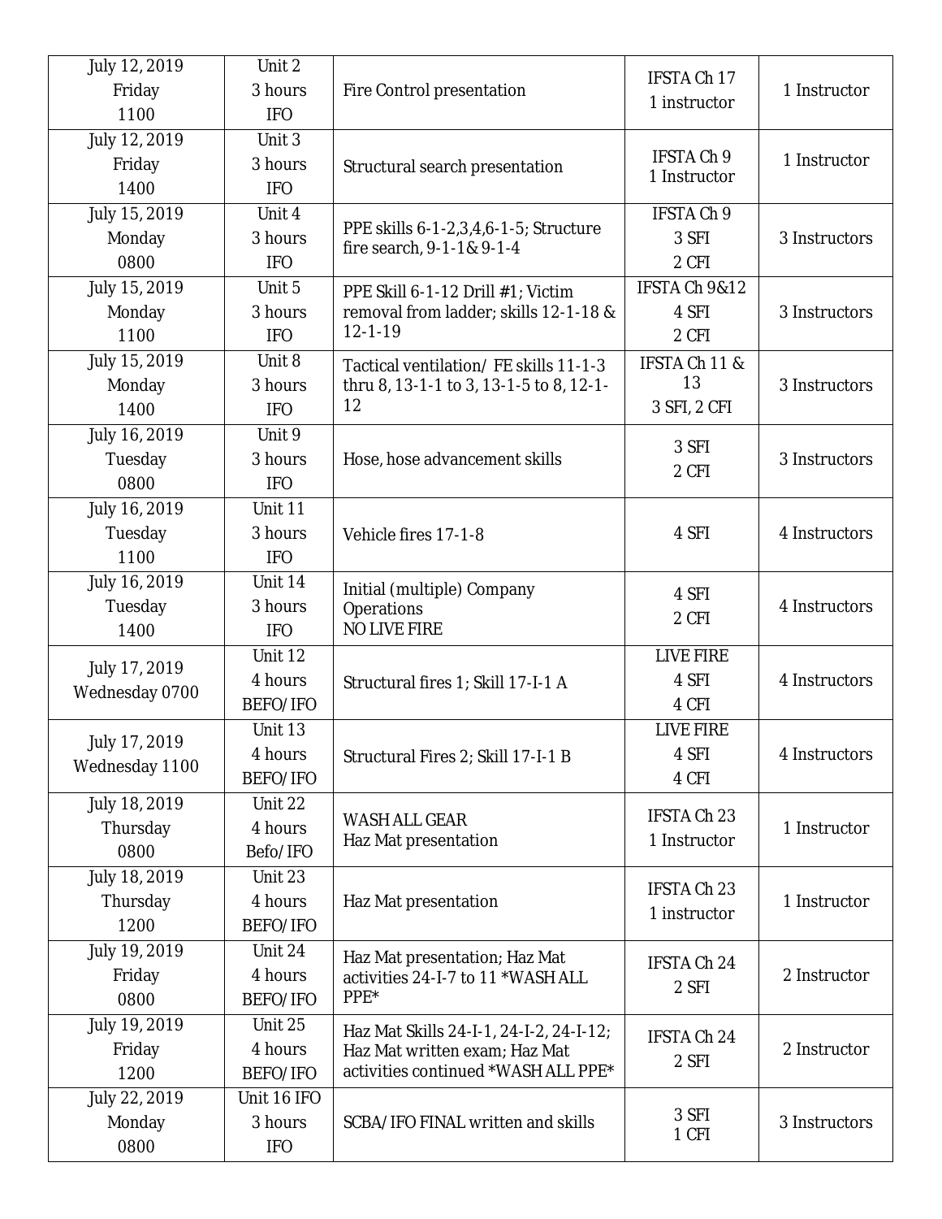| | | | | |
|---|---|---|---|---|
| July 12, 2019<br>Friday<br>1100 | Unit 2<br>3 hours<br>IFO | Fire Control presentation | IFSTA Ch 17<br>1 instructor | 1 Instructor |
| July 12, 2019<br>Friday<br>1400 | Unit 3<br>3 hours<br>IFO | Structural search presentation | IFSTA Ch 9<br>1 Instructor | 1 Instructor |
| July 15, 2019<br>Monday<br>0800 | Unit 4<br>3 hours<br>IFO | PPE skills 6-1-2,3,4,6-1-5; Structure fire search, 9-1-1& 9-1-4 | IFSTA Ch 9<br>3 SFI<br>2 CFI | 3 Instructors |
| July 15, 2019<br>Monday<br>1100 | Unit 5<br>3 hours<br>IFO | PPE Skill 6-1-12 Drill #1; Victim removal from ladder; skills 12-1-18 & 12-1-19 | IFSTA Ch 9&12<br>4 SFI<br>2 CFI | 3 Instructors |
| July 15, 2019<br>Monday<br>1400 | Unit 8<br>3 hours<br>IFO | Tactical ventilation/ FE skills 11-1-3 thru 8, 13-1-1 to 3, 13-1-5 to 8, 12-1-12 | IFSTA Ch 11 & 13<br>3 SFI, 2 CFI | 3 Instructors |
| July 16, 2019<br>Tuesday<br>0800 | Unit 9<br>3 hours<br>IFO | Hose, hose advancement skills | 3 SFI<br>2 CFI | 3 Instructors |
| July 16, 2019<br>Tuesday<br>1100 | Unit 11<br>3 hours<br>IFO | Vehicle fires 17-1-8 | 4 SFI | 4 Instructors |
| July 16, 2019<br>Tuesday<br>1400 | Unit 14<br>3 hours<br>IFO | Initial (multiple) Company Operations<br>NO LIVE FIRE | 4 SFI<br>2 CFI | 4 Instructors |
| July 17, 2019<br>Wednesday 0700 | Unit 12<br>4 hours<br>BEFO/IFO | Structural fires 1; Skill 17-I-1 A | LIVE FIRE<br>4 SFI<br>4 CFI | 4 Instructors |
| July 17, 2019<br>Wednesday 1100 | Unit 13<br>4 hours<br>BEFO/IFO | Structural Fires 2; Skill 17-I-1 B | LIVE FIRE<br>4 SFI<br>4 CFI | 4 Instructors |
| July 18, 2019<br>Thursday<br>0800 | Unit 22<br>4 hours<br>Befo/IFO | WASH ALL GEAR<br>Haz Mat presentation | IFSTA Ch 23<br>1 Instructor | 1 Instructor |
| July 18, 2019<br>Thursday<br>1200 | Unit 23<br>4 hours<br>BEFO/IFO | Haz Mat presentation | IFSTA Ch 23<br>1 instructor | 1 Instructor |
| July 19, 2019<br>Friday<br>0800 | Unit 24<br>4 hours<br>BEFO/IFO | Haz Mat presentation; Haz Mat activities 24-I-7 to 11 *WASH ALL PPE* | IFSTA Ch 24<br>2 SFI | 2 Instructor |
| July 19, 2019<br>Friday<br>1200 | Unit 25<br>4 hours<br>BEFO/IFO | Haz Mat Skills 24-I-1, 24-I-2, 24-I-12; Haz Mat written exam; Haz Mat activities continued *WASH ALL PPE* | IFSTA Ch 24<br>2 SFI | 2 Instructor |
| July 22, 2019<br>Monday<br>0800 | Unit 16 IFO<br>3 hours<br>IFO | SCBA/IFO FINAL written and skills | 3 SFI<br>1 CFI | 3 Instructors |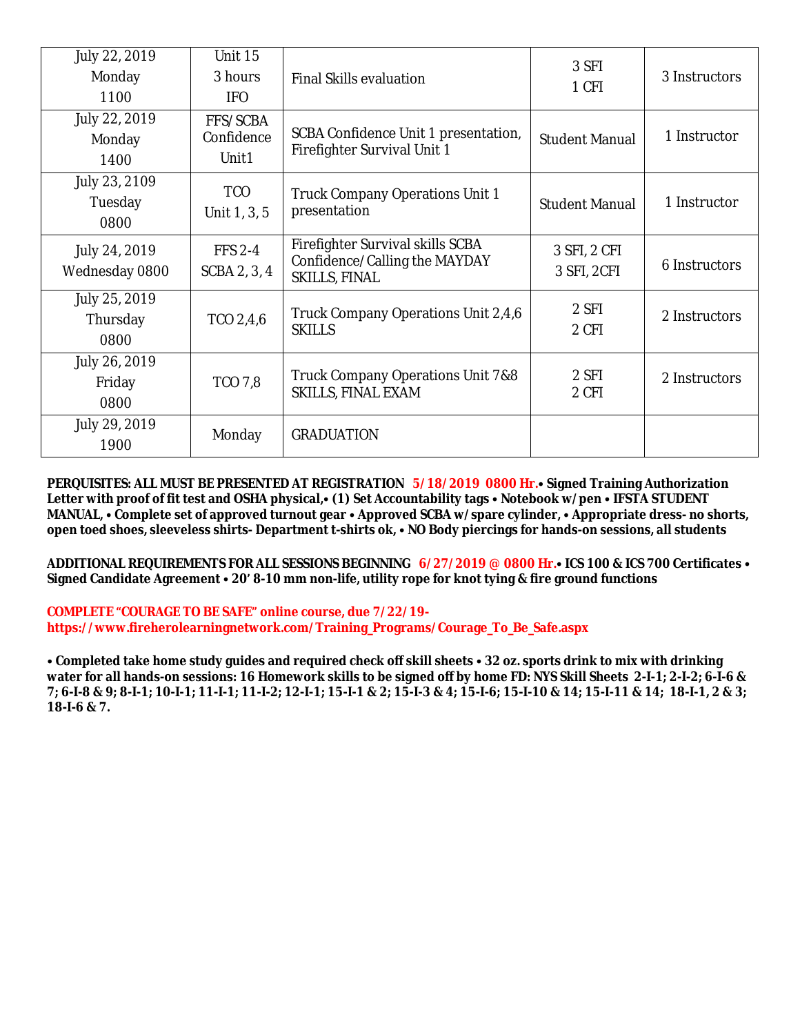| | | | | |
|---|---|---|---|---|
| July 22, 2019<br>Monday<br>1100 | Unit 15<br>3 hours<br>IFO | Final Skills evaluation | 3 SFI<br>1 CFI | 3 Instructors |
| July 22, 2019<br>Monday<br>1400 | FFS/SCBA<br>Confidence<br>Unit1 | SCBA Confidence Unit 1 presentation, Firefighter Survival Unit 1 | Student Manual | 1 Instructor |
| July 23, 2109<br>Tuesday<br>0800 | TCO<br>Unit 1, 3, 5 | Truck Company Operations Unit 1 presentation | Student Manual | 1 Instructor |
| July 24, 2019<br>Wednesday 0800 | FFS 2-4<br>SCBA 2, 3, 4 | Firefighter Survival skills SCBA Confidence/Calling the MAYDAY SKILLS, FINAL | 3 SFI, 2 CFI<br>3 SFI, 2CFI | 6 Instructors |
| July 25, 2019<br>Thursday<br>0800 | TCO 2,4,6 | Truck Company Operations Unit 2,4,6 SKILLS | 2 SFI<br>2 CFI | 2 Instructors |
| July 26, 2019<br>Friday<br>0800 | TCO 7,8 | Truck Company Operations Unit 7&8 SKILLS, FINAL EXAM | 2 SFI<br>2 CFI | 2 Instructors |
| July 29, 2019<br>1900 | Monday | GRADUATION | | |

**PERQUISITES: ALL MUST BE PRESENTED AT REGISTRATION 5/18/2019 0800 Hr.• Signed Training Authorization Letter with proof of fit test and OSHA physical,• (1) Set Accountability tags • Notebook w/pen • IFSTA STUDENT MANUAL, • Complete set of approved turnout gear • Approved SCBA w/spare cylinder, • Appropriate dress- no shorts, open toed shoes, sleeveless shirts- Department t-shirts ok, • NO Body piercings for hands-on sessions, all students**

**ADDITIONAL REQUIREMENTS FOR ALL SESSIONS BEGINNING 6/27/2019 @ 0800 Hr.• ICS 100 & ICS 700 Certificates • Signed Candidate Agreement • 20' 8-10 mm non-life, utility rope for knot tying & fire ground functions**

**COMPLETE "COURAGE TO BE SAFE" online course, due 7/22/19- https://www.fireherolearningnetwork.com/Training_Programs/Courage_To_Be_Safe.aspx**

**• Completed take home study guides and required check off skill sheets • 32 oz. sports drink to mix with drinking water for all hands-on sessions: 16 Homework skills to be signed off by home FD: NYS Skill Sheets 2-I-1; 2-I-2; 6-I-6 & 7; 6-I-8 & 9; 8-I-1; 10-I-1; 11-I-1; 11-I-2; 12-I-1; 15-I-1 & 2; 15-I-3 & 4; 15-I-6; 15-I-10 & 14; 15-I-11 & 14; 18-I-1, 2 & 3; 18-I-6 & 7.**